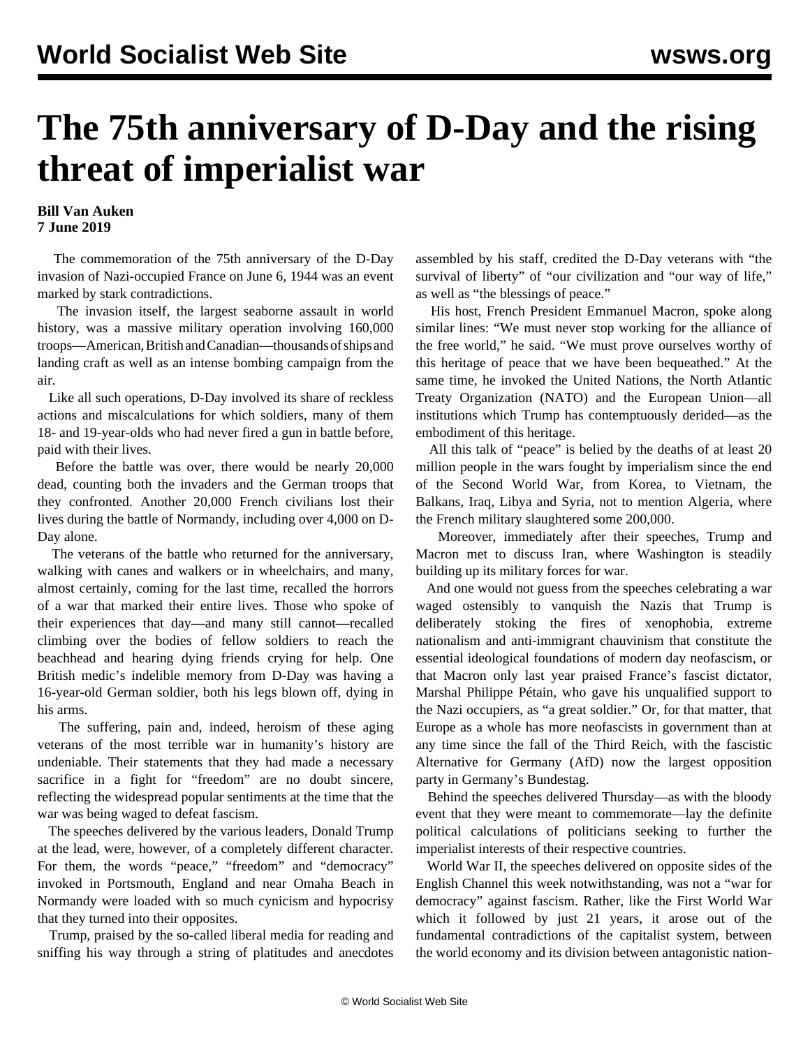# The 75th anniversary of D-Day and the rising threat of imperialist war

**Bill Van Auken**
**7 June 2019**

The commemoration of the 75th anniversary of the D-Day invasion of Nazi-occupied France on June 6, 1944 was an event marked by stark contradictions.

The invasion itself, the largest seaborne assault in world history, was a massive military operation involving 160,000 troops—American, British and Canadian—thousands of ships and landing craft as well as an intense bombing campaign from the air.

Like all such operations, D-Day involved its share of reckless actions and miscalculations for which soldiers, many of them 18- and 19-year-olds who had never fired a gun in battle before, paid with their lives.

Before the battle was over, there would be nearly 20,000 dead, counting both the invaders and the German troops that they confronted. Another 20,000 French civilians lost their lives during the battle of Normandy, including over 4,000 on D-Day alone.

The veterans of the battle who returned for the anniversary, walking with canes and walkers or in wheelchairs, and many, almost certainly, coming for the last time, recalled the horrors of a war that marked their entire lives. Those who spoke of their experiences that day—and many still cannot—recalled climbing over the bodies of fellow soldiers to reach the beachhead and hearing dying friends crying for help. One British medic's indelible memory from D-Day was having a 16-year-old German soldier, both his legs blown off, dying in his arms.

The suffering, pain and, indeed, heroism of these aging veterans of the most terrible war in humanity's history are undeniable. Their statements that they had made a necessary sacrifice in a fight for "freedom" are no doubt sincere, reflecting the widespread popular sentiments at the time that the war was being waged to defeat fascism.

The speeches delivered by the various leaders, Donald Trump at the lead, were, however, of a completely different character. For them, the words "peace," "freedom" and "democracy" invoked in Portsmouth, England and near Omaha Beach in Normandy were loaded with so much cynicism and hypocrisy that they turned into their opposites.

Trump, praised by the so-called liberal media for reading and sniffing his way through a string of platitudes and anecdotes assembled by his staff, credited the D-Day veterans with "the survival of liberty" of "our civilization and "our way of life," as well as "the blessings of peace."

His host, French President Emmanuel Macron, spoke along similar lines: "We must never stop working for the alliance of the free world," he said. "We must prove ourselves worthy of this heritage of peace that we have been bequeathed." At the same time, he invoked the United Nations, the North Atlantic Treaty Organization (NATO) and the European Union—all institutions which Trump has contemptuously derided—as the embodiment of this heritage.

All this talk of "peace" is belied by the deaths of at least 20 million people in the wars fought by imperialism since the end of the Second World War, from Korea, to Vietnam, the Balkans, Iraq, Libya and Syria, not to mention Algeria, where the French military slaughtered some 200,000.

Moreover, immediately after their speeches, Trump and Macron met to discuss Iran, where Washington is steadily building up its military forces for war.

And one would not guess from the speeches celebrating a war waged ostensibly to vanquish the Nazis that Trump is deliberately stoking the fires of xenophobia, extreme nationalism and anti-immigrant chauvinism that constitute the essential ideological foundations of modern day neofascism, or that Macron only last year praised France's fascist dictator, Marshal Philippe Pétain, who gave his unqualified support to the Nazi occupiers, as "a great soldier." Or, for that matter, that Europe as a whole has more neofascists in government than at any time since the fall of the Third Reich, with the fascistic Alternative for Germany (AfD) now the largest opposition party in Germany's Bundestag.

Behind the speeches delivered Thursday—as with the bloody event that they were meant to commemorate—lay the definite political calculations of politicians seeking to further the imperialist interests of their respective countries.

World War II, the speeches delivered on opposite sides of the English Channel this week notwithstanding, was not a "war for democracy" against fascism. Rather, like the First World War which it followed by just 21 years, it arose out of the fundamental contradictions of the capitalist system, between the world economy and its division between antagonistic nation-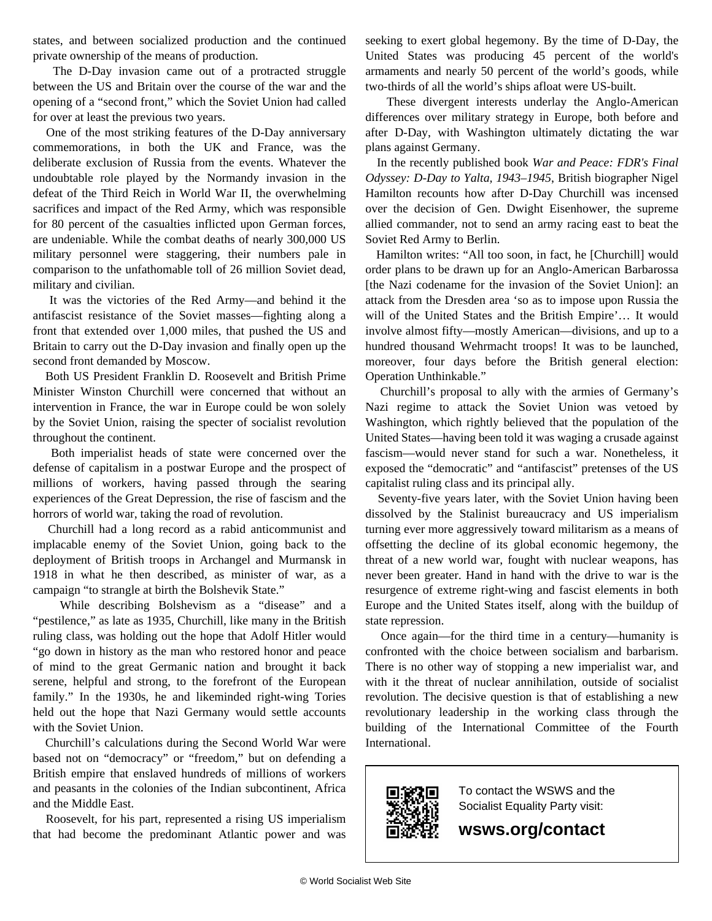states, and between socialized production and the continued private ownership of the means of production.

The D-Day invasion came out of a protracted struggle between the US and Britain over the course of the war and the opening of a "second front," which the Soviet Union had called for over at least the previous two years.

One of the most striking features of the D-Day anniversary commemorations, in both the UK and France, was the deliberate exclusion of Russia from the events. Whatever the undoubtable role played by the Normandy invasion in the defeat of the Third Reich in World War II, the overwhelming sacrifices and impact of the Red Army, which was responsible for 80 percent of the casualties inflicted upon German forces, are undeniable. While the combat deaths of nearly 300,000 US military personnel were staggering, their numbers pale in comparison to the unfathomable toll of 26 million Soviet dead, military and civilian.

It was the victories of the Red Army—and behind it the antifascist resistance of the Soviet masses—fighting along a front that extended over 1,000 miles, that pushed the US and Britain to carry out the D-Day invasion and finally open up the second front demanded by Moscow.

Both US President Franklin D. Roosevelt and British Prime Minister Winston Churchill were concerned that without an intervention in France, the war in Europe could be won solely by the Soviet Union, raising the specter of socialist revolution throughout the continent.

Both imperialist heads of state were concerned over the defense of capitalism in a postwar Europe and the prospect of millions of workers, having passed through the searing experiences of the Great Depression, the rise of fascism and the horrors of world war, taking the road of revolution.

Churchill had a long record as a rabid anticommunist and implacable enemy of the Soviet Union, going back to the deployment of British troops in Archangel and Murmansk in 1918 in what he then described, as minister of war, as a campaign "to strangle at birth the Bolshevik State."

While describing Bolshevism as a "disease" and a "pestilence," as late as 1935, Churchill, like many in the British ruling class, was holding out the hope that Adolf Hitler would "go down in history as the man who restored honor and peace of mind to the great Germanic nation and brought it back serene, helpful and strong, to the forefront of the European family." In the 1930s, he and likeminded right-wing Tories held out the hope that Nazi Germany would settle accounts with the Soviet Union.

Churchill's calculations during the Second World War were based not on "democracy" or "freedom," but on defending a British empire that enslaved hundreds of millions of workers and peasants in the colonies of the Indian subcontinent, Africa and the Middle East.

Roosevelt, for his part, represented a rising US imperialism that had become the predominant Atlantic power and was seeking to exert global hegemony. By the time of D-Day, the United States was producing 45 percent of the world's armaments and nearly 50 percent of the world's goods, while two-thirds of all the world's ships afloat were US-built.

These divergent interests underlay the Anglo-American differences over military strategy in Europe, both before and after D-Day, with Washington ultimately dictating the war plans against Germany.

In the recently published book *War and Peace: FDR's Final Odyssey: D-Day to Yalta, 1943–1945*, British biographer Nigel Hamilton recounts how after D-Day Churchill was incensed over the decision of Gen. Dwight Eisenhower, the supreme allied commander, not to send an army racing east to beat the Soviet Red Army to Berlin.

Hamilton writes: "All too soon, in fact, he [Churchill] would order plans to be drawn up for an Anglo-American Barbarossa [the Nazi codename for the invasion of the Soviet Union]: an attack from the Dresden area 'so as to impose upon Russia the will of the United States and the British Empire'… It would involve almost fifty—mostly American—divisions, and up to a hundred thousand Wehrmacht troops! It was to be launched, moreover, four days before the British general election: Operation Unthinkable."

Churchill's proposal to ally with the armies of Germany's Nazi regime to attack the Soviet Union was vetoed by Washington, which rightly believed that the population of the United States—having been told it was waging a crusade against fascism—would never stand for such a war. Nonetheless, it exposed the "democratic" and "antifascist" pretenses of the US capitalist ruling class and its principal ally.

Seventy-five years later, with the Soviet Union having been dissolved by the Stalinist bureaucracy and US imperialism turning ever more aggressively toward militarism as a means of offsetting the decline of its global economic hegemony, the threat of a new world war, fought with nuclear weapons, has never been greater. Hand in hand with the drive to war is the resurgence of extreme right-wing and fascist elements in both Europe and the United States itself, along with the buildup of state repression.

Once again—for the third time in a century—humanity is confronted with the choice between socialism and barbarism. There is no other way of stopping a new imperialist war, and with it the threat of nuclear annihilation, outside of socialist revolution. The decisive question is that of establishing a new revolutionary leadership in the working class through the building of the International Committee of the Fourth International.

To contact the WSWS and the Socialist Equality Party visit:

**wsws.org/contact**